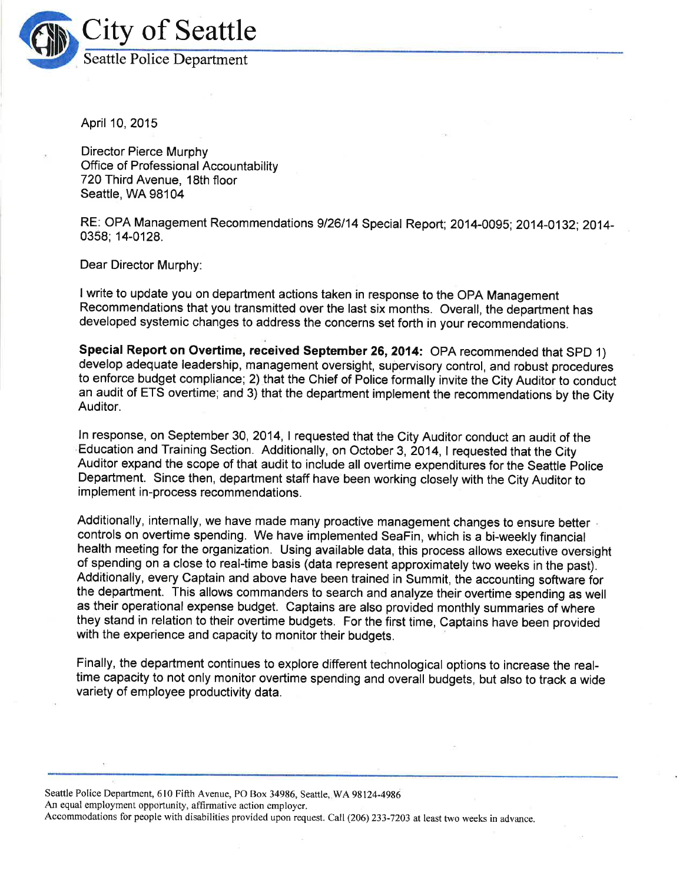# City of Seattle

Seattle Police Department

April 10, 2015

Director Pierce Murphy
Office of Professional Accountability
720 Third Avenue, 18th floor
Seattle, WA 98104

RE: OPA Management Recommendations 9/26/14 Special Report; 2014-0095; 2014-0132; 2014-0358; 14-0128.

Dear Director Murphy:

I write to update you on department actions taken in response to the OPA Management Recommendations that you transmitted over the last six months. Overall, the department has developed systemic changes to address the concerns set forth in your recommendations.

**Special Report on Overtime, received September 26, 2014:** OPA recommended that SPD 1) develop adequate leadership, management oversight, supervisory control, and robust procedures to enforce budget compliance; 2) that the Chief of Police formally invite the City Auditor to conduct an audit of ETS overtime; and 3) that the department implement the recommendations by the City Auditor.

In response, on September 30, 2014, I requested that the City Auditor conduct an audit of the Education and Training Section. Additionally, on October 3, 2014, I requested that the City Auditor expand the scope of that audit to include all overtime expenditures for the Seattle Police Department. Since then, department staff have been working closely with the City Auditor to implement in-process recommendations.

Additionally, internally, we have made many proactive management changes to ensure better controls on overtime spending. We have implemented SeaFin, which is a bi-weekly financial health meeting for the organization. Using available data, this process allows executive oversight of spending on a close to real-time basis (data represent approximately two weeks in the past). Additionally, every Captain and above have been trained in Summit, the accounting software for the department. This allows commanders to search and analyze their overtime spending as well as their operational expense budget. Captains are also provided monthly summaries of where they stand in relation to their overtime budgets. For the first time, Captains have been provided with the experience and capacity to monitor their budgets.

Finally, the department continues to explore different technological options to increase the real-time capacity to not only monitor overtime spending and overall budgets, but also to track a wide variety of employee productivity data.

Seattle Police Department, 610 Fifth Avenue, PO Box 34986, Seattle, WA 98124-4986
An equal employment opportunity, affirmative action employer.
Accommodations for people with disabilities provided upon request. Call (206) 233-7203 at least two weeks in advance.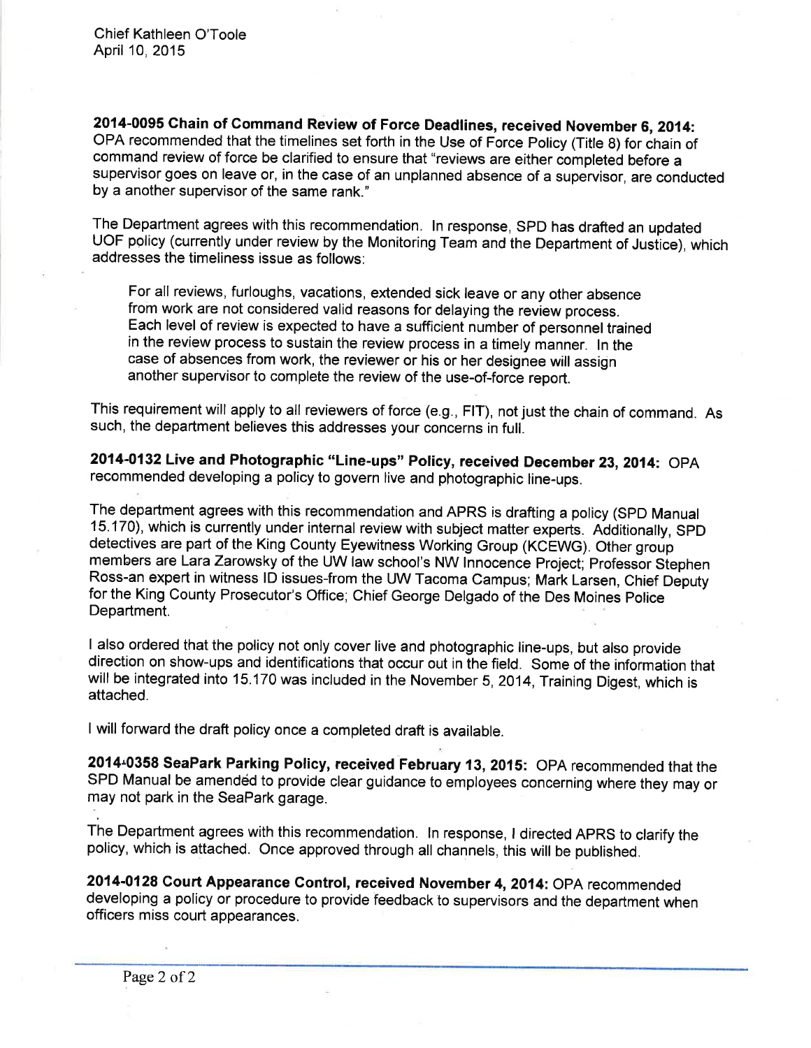Chief Kathleen O'Toole
April 10, 2015

**2014-0095 Chain of Command Review of Force Deadlines, received November 6, 2014:** OPA recommended that the timelines set forth in the Use of Force Policy (Title 8) for chain of command review of force be clarified to ensure that "reviews are either completed before a supervisor goes on leave or, in the case of an unplanned absence of a supervisor, are conducted by a another supervisor of the same rank."

The Department agrees with this recommendation. In response, SPD has drafted an updated UOF policy (currently under review by the Monitoring Team and the Department of Justice), which addresses the timeliness issue as follows:

> For all reviews, furloughs, vacations, extended sick leave or any other absence from work are not considered valid reasons for delaying the review process. Each level of review is expected to have a sufficient number of personnel trained in the review process to sustain the review process in a timely manner. In the case of absences from work, the reviewer or his or her designee will assign another supervisor to complete the review of the use-of-force report.

This requirement will apply to all reviewers of force (e.g., FIT), not just the chain of command. As such, the department believes this addresses your concerns in full.

**2014-0132 Live and Photographic "Line-ups" Policy, received December 23, 2014:** OPA recommended developing a policy to govern live and photographic line-ups.

The department agrees with this recommendation and APRS is drafting a policy (SPD Manual 15.170), which is currently under internal review with subject matter experts. Additionally, SPD detectives are part of the King County Eyewitness Working Group (KCEWG). Other group members are Lara Zarowsky of the UW law school's NW Innocence Project; Professor Stephen Ross-an expert in witness ID issues-from the UW Tacoma Campus; Mark Larsen, Chief Deputy for the King County Prosecutor's Office; Chief George Delgado of the Des Moines Police Department.

I also ordered that the policy not only cover live and photographic line-ups, but also provide direction on show-ups and identifications that occur out in the field. Some of the information that will be integrated into 15.170 was included in the November 5, 2014, Training Digest, which is attached.

I will forward the draft policy once a completed draft is available.

**2014-0358 SeaPark Parking Policy, received February 13, 2015:** OPA recommended that the SPD Manual be amended to provide clear guidance to employees concerning where they may or may not park in the SeaPark garage.

The Department agrees with this recommendation. In response, I directed APRS to clarify the policy, which is attached. Once approved through all channels, this will be published.

**2014-0128 Court Appearance Control, received November 4, 2014:** OPA recommended developing a policy or procedure to provide feedback to supervisors and the department when officers miss court appearances.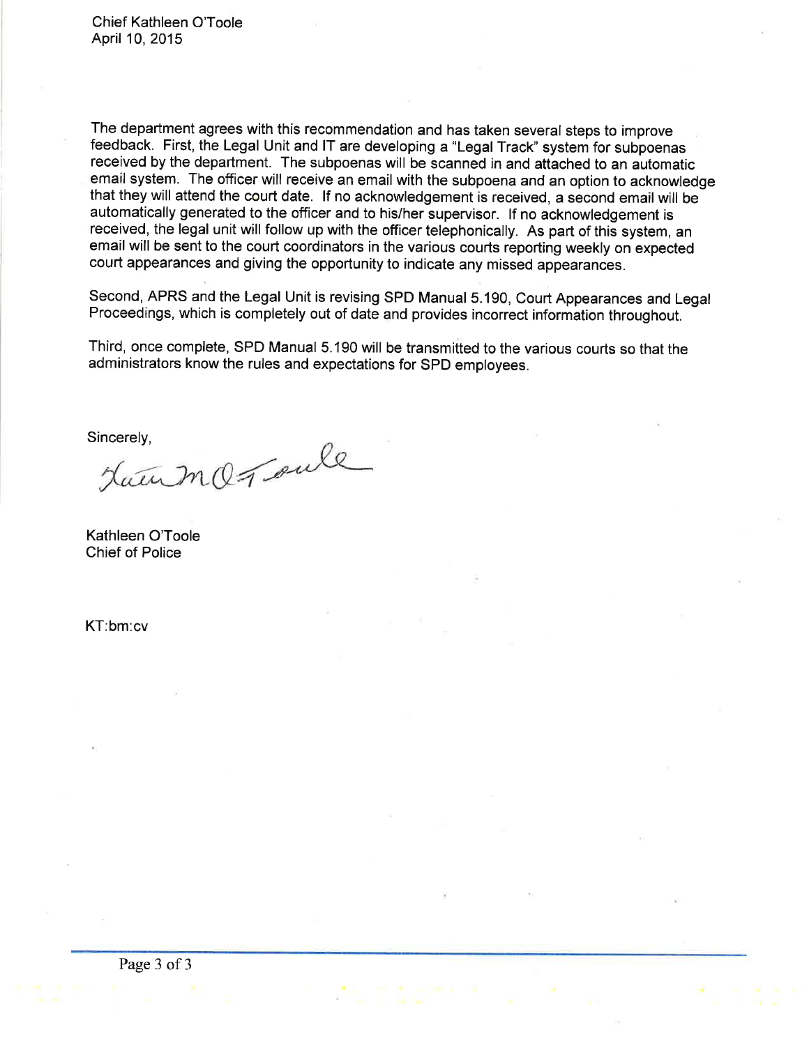The department agrees with this recommendation and has taken several steps to improve feedback. First, the Legal Unit and IT are developing a "Legal Track" system for subpoenas received by the department. The subpoenas will be scanned in and attached to an automatic email system. The officer will receive an email with the subpoena and an option to acknowledge that they will attend the court date. If no acknowledgement is received, a second email will be automatically generated to the officer and to his/her supervisor. If no acknowledgement is received, the legal unit will follow up with the officer telephonically. As part of this system, an email will be sent to the court coordinators in the various courts reporting weekly on expected court appearances and giving the opportunity to indicate any missed appearances.

Second, APRS and the Legal Unit is revising SPD Manual 5.190, Court Appearances and Legal Proceedings, which is completely out of date and provides incorrect information throughout.

Third, once complete, SPD Manual 5.190 will be transmitted to the various courts so that the administrators know the rules and expectations for SPD employees.

Sincerely,

Kathleen O'Toole
Chief of Police

KT:bm:cv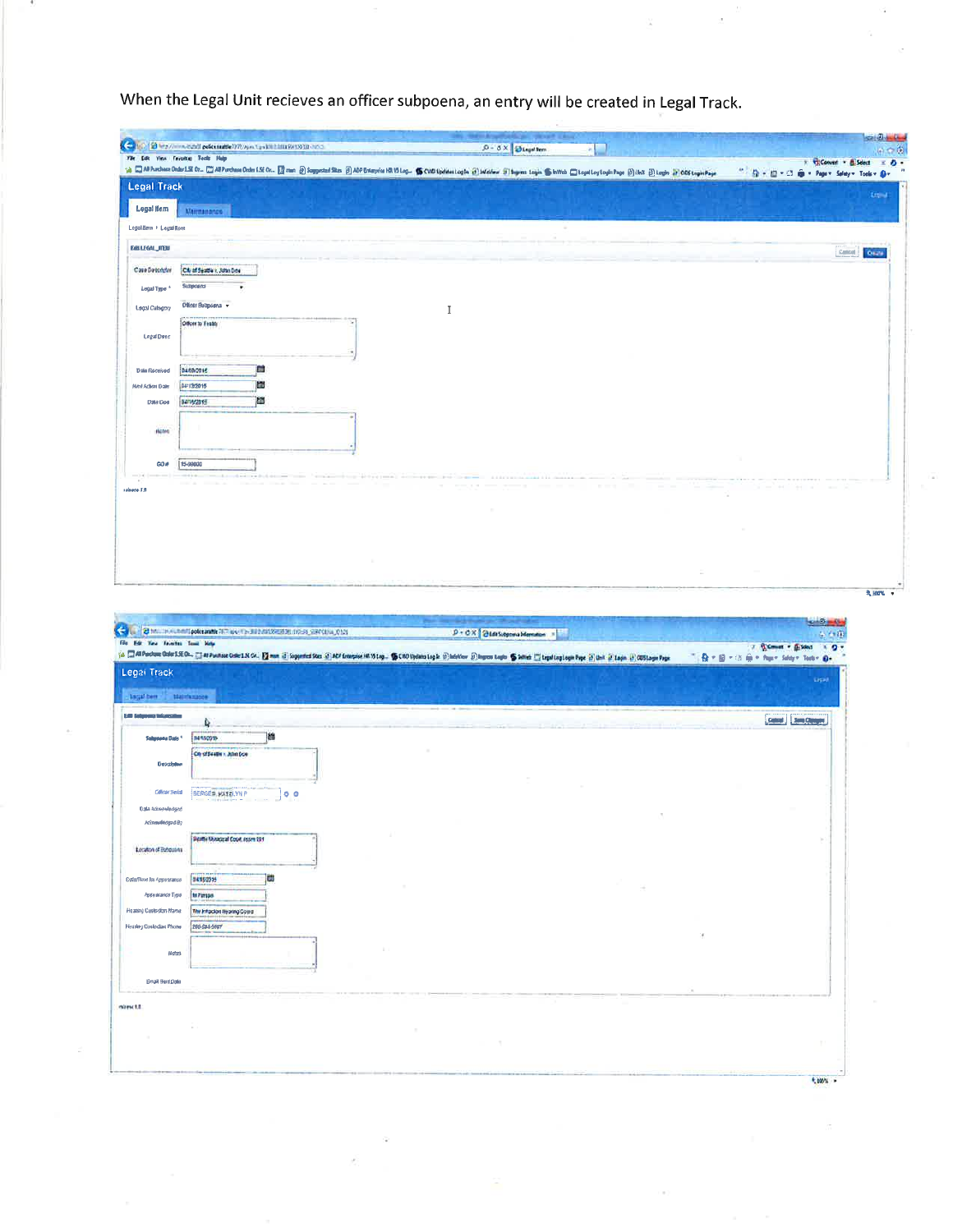When the Legal Unit recieves an officer subpoena, an entry will be created in Legal Track.

**Legal Track**

Legal Item | Maintenance

Legal Item > Legal Item

EDIT LEGAL_ITEM

Cancel | Create

| | |
|---|---|
| Case Description | City of Seattle v. John Doe |
| Legal Type * | Subpoena |
| Legal Category | Officer Subpoena |
| Legal Desc | Officer to Testify |
| Date Received | 04/08/2015 |
| Next Action Date | 04/13/2015 |
| Date Due | 04/16/2015 |
| Notes | |
| GO # | 15-00000 |

**Legal Track**

Legal Item | Maintenance

Edit Subpoena Information

Cancel | Save Changes

| | |
|---|---|
| Subpoena Date * | 04/10/2015 |
| Description | City of Seattle v. John Doe |
| Officer Serial | BERGER, KATELYN P |
| Date Acknowledged | |
| Acknowledged By | |
| Location of Subpoena | Seattle Municipal Court, room 101 |
| Date/Time for Appearance | 04/16/2015 |
| Appearance Type | In Person |
| Hearing Custodian Name | The Infraction Hearing Coord |
| Hearing Custodian Phone | 206-684-5567 |
| Notes | |
| Email Sent Date | |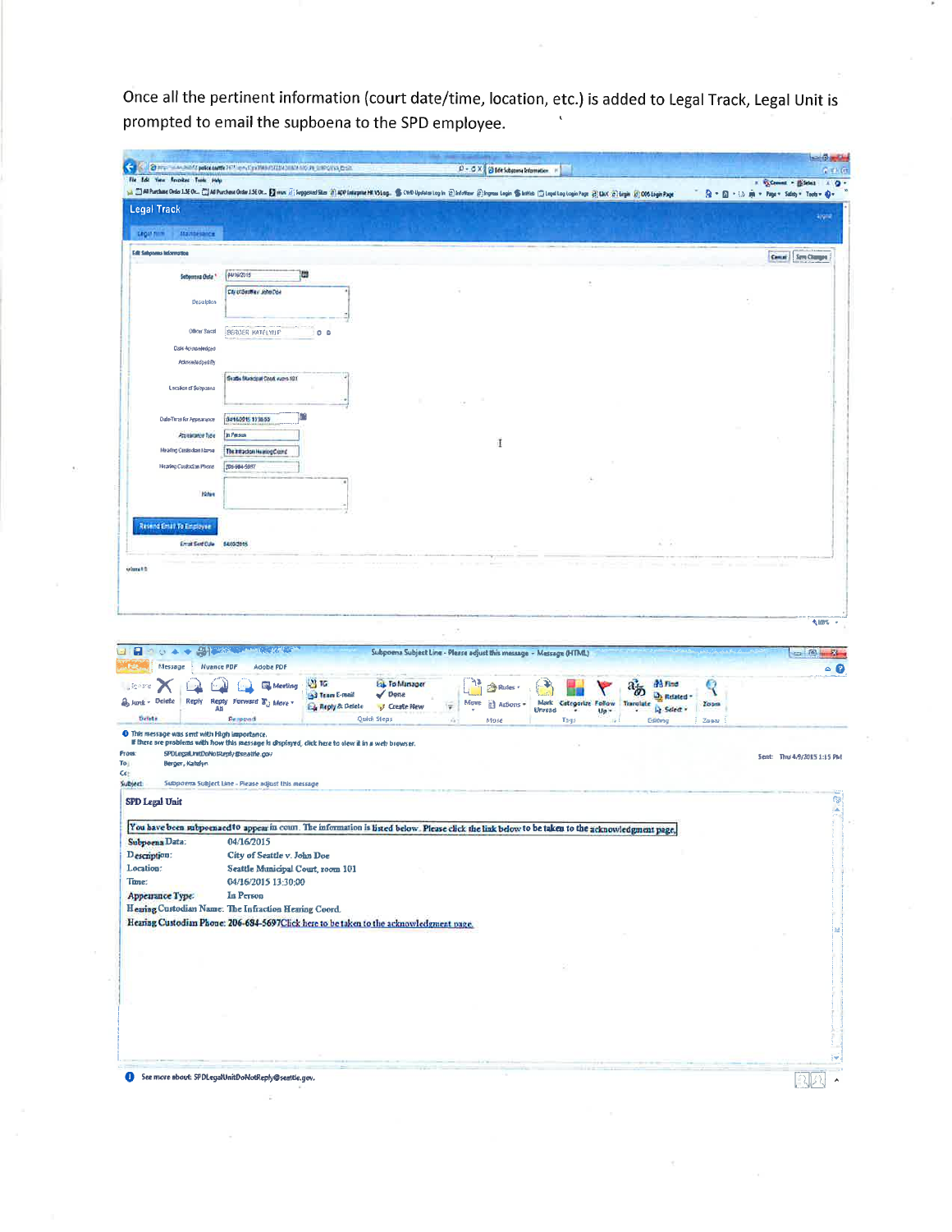Once all the pertinent information (court date/time, location, etc.) is added to Legal Track, Legal Unit is prompted to email the subpoena to the SPD employee.

**Legal Track**

Edit Subpoena Information

| | |
|---|---|
| Subpoena Date * | 04/16/2015 |
| Description | City of Seattle v. John Doe |
| Officer Serial | BERGER, KATELYN P |
| Date Acknowledged | |
| Acknowledged By | |
| Location of Subpoena | Seattle Municipal Court, room 101 |
| Date/Time for Appearance | 04/16/2015 13:30:00 |
| Appearance Type | In Person |
| Hearing Custodian Name | The Infraction Hearing Coord |
| Hearing Custodian Phone | 206-684-5697 |
| Notes | |

Resend Email To Employee

Email Sent Date: 04/09/2015

---

Subpoena Subject Line - Please adjust this message - Message (HTML)

This message was sent with High importance.

From: SPDLegalUnitDoNotReply@seattle.gov

To: Berger, Katelyn

Cc:

Subject: Subpoena Subject Line - Please adjust this message

Sent: Thu 4/9/2015 1:15 PM

**SPD Legal Unit**

You have been subpoenaed to appear in court. The information is listed below. Please click the link below to be taken to the acknowledgment page.

| | |
|---|---|
| Subpoena Date: | 04/16/2015 |
| Description: | City of Seattle v. John Doe |
| Location: | Seattle Municipal Court, room 101 |
| Time: | 04/16/2015 13:30:00 |
| Appearance Type: | In Person |
| Hearing Custodian Name: | The Infraction Hearing Coord. |
| Hearing Custodian Phone: | 206-684-5697 Click here to be taken to the acknowledgment page. |

See more about: SPDLegalUnitDoNotReply@seattle.gov.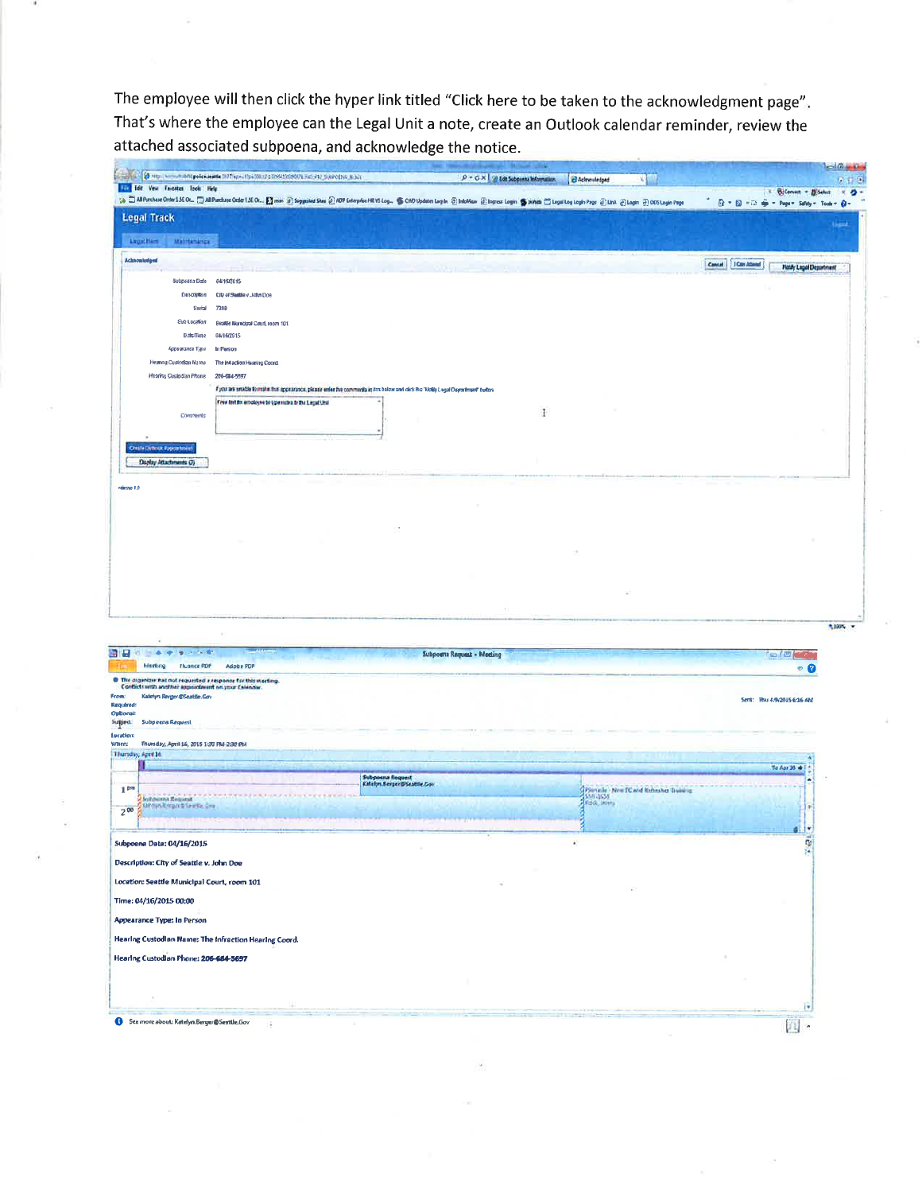The employee will then click the hyper link titled "Click here to be taken to the acknowledgment page". That's where the employee can the Legal Unit a note, create an Outlook calendar reminder, review the attached associated subpoena, and acknowledge the notice.

**Legal Track**

Legal Item | Maintenance

Acknowledged

Cancel | I Can Attend | Notify Legal Department

| | |
|---|---|
| Subpoena Date | 04/16/2015 |
| Description | City of Seattle v. John Doe |
| Serial | 7388 |
| Ext Location | Seattle Municipal Court, room 101 |
| Date/Time | 04/16/2015 |
| Appearance Type | In Person |
| Hearing Custodian Name | The Infraction Hearing Coord. |
| Hearing Custodian Phone | 206-684-5697 |

If you are unable to make that appearance, please enter the comments in box below and click the "Notify Legal Department" button

Comments: Free text for employee to type notes to the Legal Unit

Create Outlook Appointment

Display Attachments (2)

Subpoena Request - Meeting

The organizer has not requested a response for this meeting.
Conflicts with another appointment on your Calendar.

From: Katelyn.Berger@Seattle.Gov

Required:

Optional:

Subject: Subpoena Request

Location:

When: Thursday, April 16, 2015 1:30 PM-2:30 PM

Sent: Thu 4/9/2015 6:16 AM

**Subpoena Date: 04/16/2015**

**Description: City of Seattle v. John Doe**

**Location: Seattle Municipal Court, room 101**

**Time: 04/16/2015 00:00**

**Appearance Type: In Person**

**Hearing Custodian Name: The Infraction Hearing Coord.**

**Hearing Custodian Phone: 206-684-5697**

See more about: Katelyn.Berger@Seattle.Gov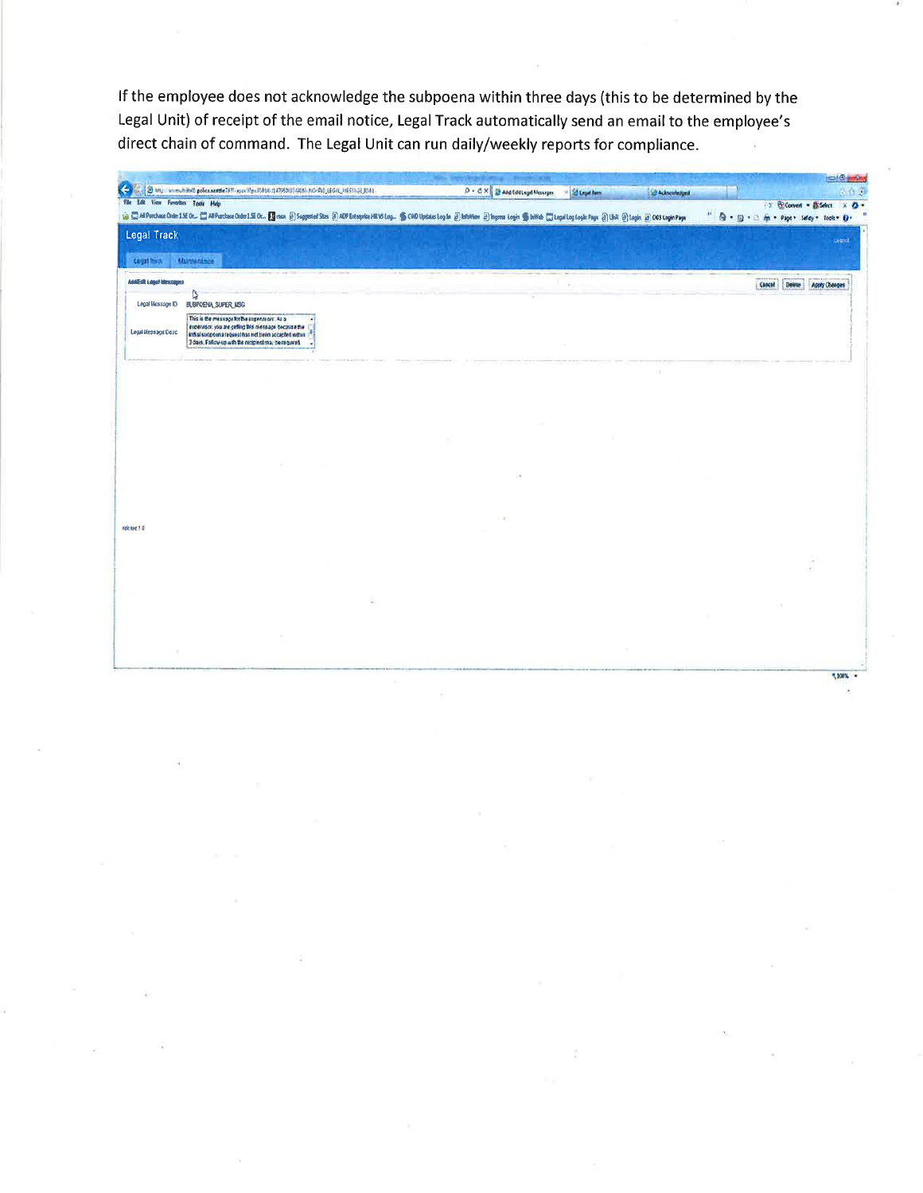If the employee does not acknowledge the subpoena within three days (this to be determined by the Legal Unit) of receipt of the email notice, Legal Track automatically send an email to the employee's direct chain of command. The Legal Unit can run daily/weekly reports for compliance.

Legal Track

Legal Item | Maintenance

Add/Edit Legal Messages

Cancel | Delete | Apply Changes

Legal Message ID: SUBPOENA_SUPER_MSG

Legal Message Desc: This is the message for the supervisor. As a supervisor, you are getting this message because the initial subpoena request has not been accepted within 3 days. Follow-up with the recipient as needed.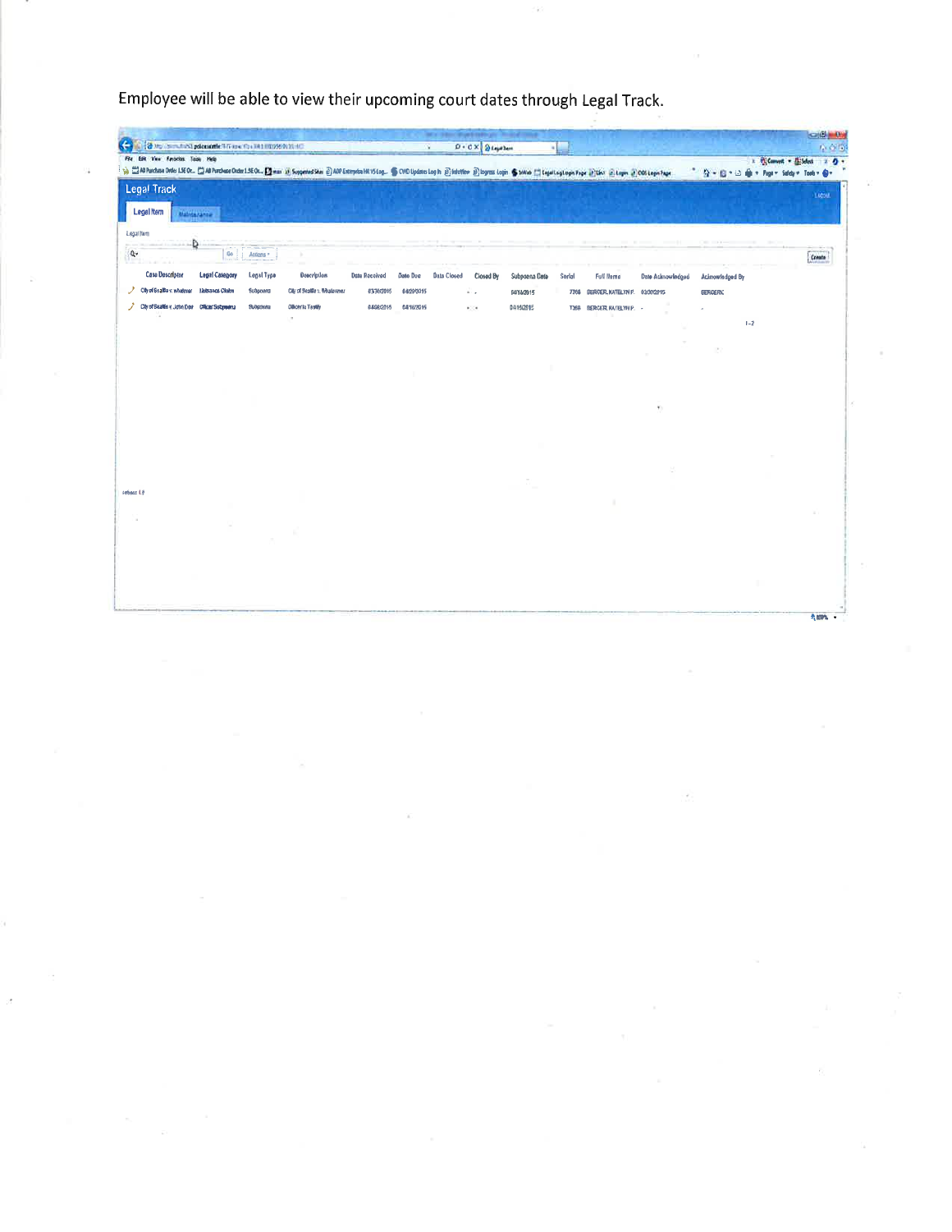Employee will be able to view their upcoming court dates through Legal Track.

Legal Track

Legal Item | Maintenance

| Case Descriptor | Legal Category | Legal Type | Description | Date Received | Date Due | Date Closed | Closed By | Subpoena Date | Serial | Full Name | Date Acknowledged | Acknowledged By |
|---|---|---|---|---|---|---|---|---|---|---|---|---|
| City of Seattle v. whatever | Nuisance Claim | Subpoena | City of Seattle v. Whatever | 03/30/2015 | 04/29/2015 | - | - | 04/16/2015 | 7368 | BERGER, KATELYN P. | 03/30/2015 | BERGERK |
| City of Seattle v. John Doe | Officer Subpoena | Subpoena | Officer to Testify | 04/06/2015 | 04/16/2015 | - | - | 04/16/2015 | 7368 | BERGER, KATELYN P. | - | - |

1 - 2